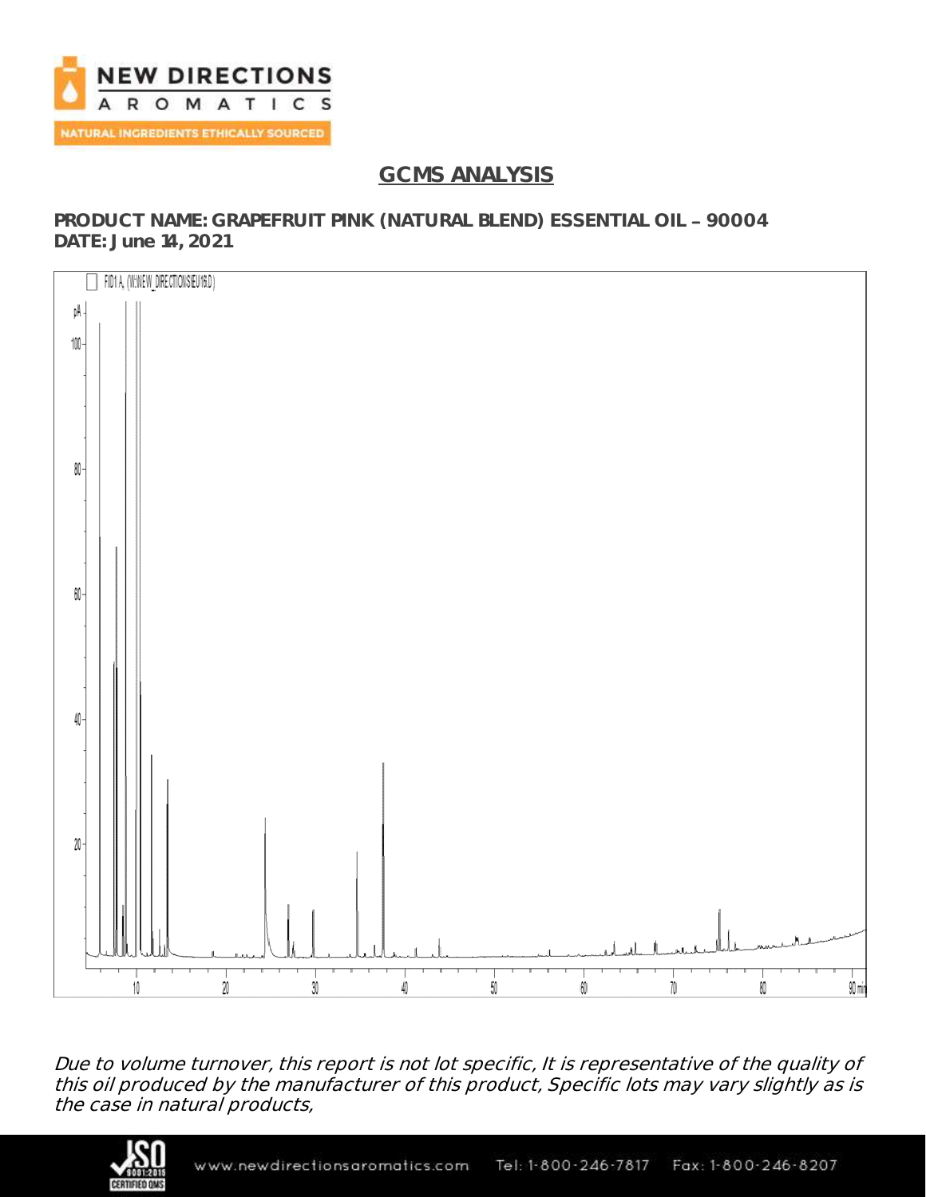## GCMS ANALYSIS

**PRODUCT NAME: GRAPEFRUIT PINK (NATURAL BLEND) ESSENTIAL OIL – 90004**
**DATE: June 14, 2021**

*Due to volume turnover, this report is not lot specific, It is representative of the quality of this oil produced by the manufacturer of this product, Specific lots may vary slightly as is the case in natural products,*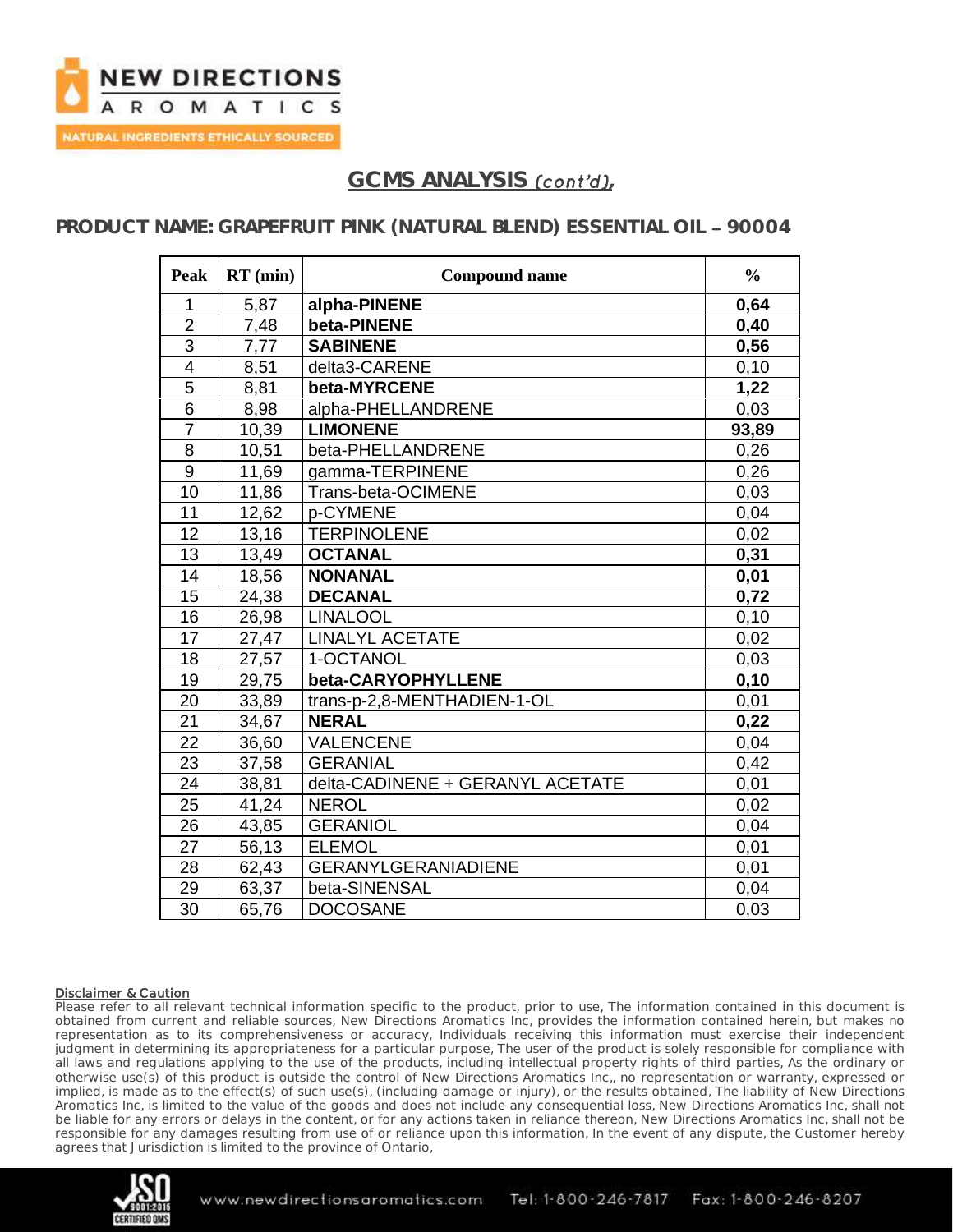## GCMS ANALYSIS *(cont'd),*

### PRODUCT NAME: GRAPEFRUIT PINK (NATURAL BLEND) ESSENTIAL OIL – 90004

| Peak | RT (min) | Compound name | % |
|---|---|---|---|
| 1 | 5,87 | **alpha-PINENE** | **0,64** |
| 2 | 7,48 | **beta-PINENE** | **0,40** |
| 3 | 7,77 | **SABINENE** | **0,56** |
| 4 | 8,51 | delta3-CARENE | 0,10 |
| 5 | 8,81 | **beta-MYRCENE** | **1,22** |
| 6 | 8,98 | alpha-PHELLANDRENE | 0,03 |
| 7 | 10,39 | **LIMONENE** | **93,89** |
| 8 | 10,51 | beta-PHELLANDRENE | 0,26 |
| 9 | 11,69 | gamma-TERPINENE | 0,26 |
| 10 | 11,86 | Trans-beta-OCIMENE | 0,03 |
| 11 | 12,62 | p-CYMENE | 0,04 |
| 12 | 13,16 | TERPINOLENE | 0,02 |
| 13 | 13,49 | **OCTANAL** | **0,31** |
| 14 | 18,56 | **NONANAL** | **0,01** |
| 15 | 24,38 | **DECANAL** | **0,72** |
| 16 | 26,98 | LINALOOL | 0,10 |
| 17 | 27,47 | LINALYL ACETATE | 0,02 |
| 18 | 27,57 | 1-OCTANOL | 0,03 |
| 19 | 29,75 | **beta-CARYOPHYLLENE** | **0,10** |
| 20 | 33,89 | trans-p-2,8-MENTHADIEN-1-OL | 0,01 |
| 21 | 34,67 | **NERAL** | **0,22** |
| 22 | 36,60 | VALENCENE | 0,04 |
| 23 | 37,58 | GERANIAL | 0,42 |
| 24 | 38,81 | delta-CADINENE + GERANYL ACETATE | 0,01 |
| 25 | 41,24 | NEROL | 0,02 |
| 26 | 43,85 | GERANIOL | 0,04 |
| 27 | 56,13 | ELEMOL | 0,01 |
| 28 | 62,43 | GERANYLGERANIADIENE | 0,01 |
| 29 | 63,37 | beta-SINENSAL | 0,04 |
| 30 | 65,76 | DOCOSANE | 0,03 |

Disclaimer & Caution

Please refer to all relevant technical information specific to the product, prior to use, The information contained in this document is obtained from current and reliable sources, New Directions Aromatics Inc, provides the information contained herein, but makes no representation as to its comprehensiveness or accuracy, Individuals receiving this information must exercise their independent judgment in determining its appropriateness for a particular purpose, The user of the product is solely responsible for compliance with all laws and regulations applying to the use of the products, including intellectual property rights of third parties, As the ordinary or otherwise use(s) of this product is outside the control of New Directions Aromatics Inc,, no representation or warranty, expressed or implied, is made as to the effect(s) of such use(s), (including damage or injury), or the results obtained, The liability of New Directions Aromatics Inc, is limited to the value of the goods and does not include any consequential loss, New Directions Aromatics Inc, shall not be liable for any errors or delays in the content, or for any actions taken in reliance thereon, New Directions Aromatics Inc, shall not be responsible for any damages resulting from use of or reliance upon this information, In the event of any dispute, the Customer hereby agrees that Jurisdiction is limited to the province of Ontario,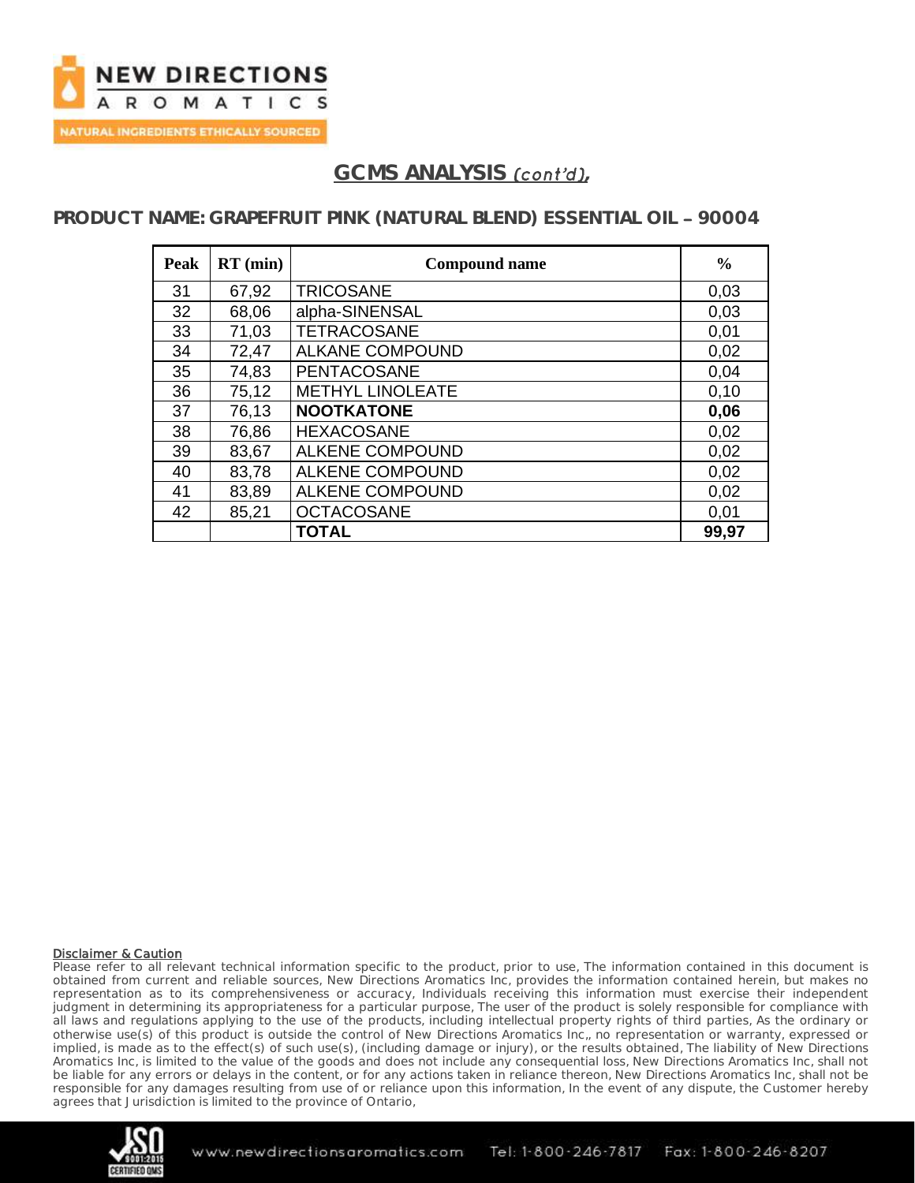## GCMS ANALYSIS *(cont'd),*

### PRODUCT NAME: GRAPEFRUIT PINK (NATURAL BLEND) ESSENTIAL OIL – 90004

| Peak | RT (min) | Compound name | % |
|---|---|---|---|
| 31 | 67,92 | TRICOSANE | 0,03 |
| 32 | 68,06 | alpha-SINENSAL | 0,03 |
| 33 | 71,03 | TETRACOSANE | 0,01 |
| 34 | 72,47 | ALKANE COMPOUND | 0,02 |
| 35 | 74,83 | PENTACOSANE | 0,04 |
| 36 | 75,12 | METHYL LINOLEATE | 0,10 |
| 37 | 76,13 | **NOOTKATONE** | **0,06** |
| 38 | 76,86 | HEXACOSANE | 0,02 |
| 39 | 83,67 | ALKENE COMPOUND | 0,02 |
| 40 | 83,78 | ALKENE COMPOUND | 0,02 |
| 41 | 83,89 | ALKENE COMPOUND | 0,02 |
| 42 | 85,21 | OCTACOSANE | 0,01 |
| | | **TOTAL** | **99,97** |

Disclaimer & Caution

Please refer to all relevant technical information specific to the product, prior to use, The information contained in this document is obtained from current and reliable sources, New Directions Aromatics Inc, provides the information contained herein, but makes no representation as to its comprehensiveness or accuracy, Individuals receiving this information must exercise their independent judgment in determining its appropriateness for a particular purpose, The user of the product is solely responsible for compliance with all laws and regulations applying to the use of the products, including intellectual property rights of third parties, As the ordinary or otherwise use(s) of this product is outside the control of New Directions Aromatics Inc,, no representation or warranty, expressed or implied, is made as to the effect(s) of such use(s), (including damage or injury), or the results obtained, The liability of New Directions Aromatics Inc, is limited to the value of the goods and does not include any consequential loss, New Directions Aromatics Inc, shall not be liable for any errors or delays in the content, or for any actions taken in reliance thereon, New Directions Aromatics Inc, shall not be responsible for any damages resulting from use of or reliance upon this information, In the event of any dispute, the Customer hereby agrees that Jurisdiction is limited to the province of Ontario,